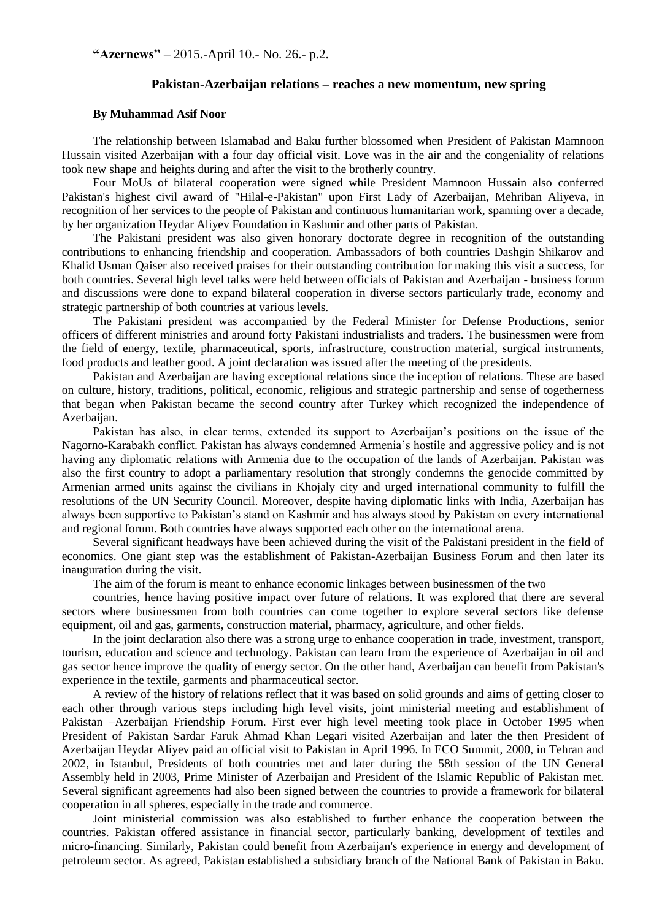**"Azernews"** – 2015.-April 10.- No. 26.- p.2.

## Pakistan-Azerbaijan relations – reaches a new momentum, new spring

**By Muhammad Asif Noor**

The relationship between Islamabad and Baku further blossomed when President of Pakistan Mamnoon Hussain visited Azerbaijan with a four day official visit. Love was in the air and the congeniality of relations took new shape and heights during and after the visit to the brotherly country.

Four MoUs of bilateral cooperation were signed while President Mamnoon Hussain also conferred Pakistan's highest civil award of "Hilal-e-Pakistan" upon First Lady of Azerbaijan, Mehriban Aliyeva, in recognition of her services to the people of Pakistan and continuous humanitarian work, spanning over a decade, by her organization Heydar Aliyev Foundation in Kashmir and other parts of Pakistan.

The Pakistani president was also given honorary doctorate degree in recognition of the outstanding contributions to enhancing friendship and cooperation. Ambassadors of both countries Dashgin Shikarov and Khalid Usman Qaiser also received praises for their outstanding contribution for making this visit a success, for both countries. Several high level talks were held between officials of Pakistan and Azerbaijan - business forum and discussions were done to expand bilateral cooperation in diverse sectors particularly trade, economy and strategic partnership of both countries at various levels.

The Pakistani president was accompanied by the Federal Minister for Defense Productions, senior officers of different ministries and around forty Pakistani industrialists and traders. The businessmen were from the field of energy, textile, pharmaceutical, sports, infrastructure, construction material, surgical instruments, food products and leather good. A joint declaration was issued after the meeting of the presidents.

Pakistan and Azerbaijan are having exceptional relations since the inception of relations. These are based on culture, history, traditions, political, economic, religious and strategic partnership and sense of togetherness that began when Pakistan became the second country after Turkey which recognized the independence of Azerbaijan.

Pakistan has also, in clear terms, extended its support to Azerbaijan's positions on the issue of the Nagorno-Karabakh conflict. Pakistan has always condemned Armenia's hostile and aggressive policy and is not having any diplomatic relations with Armenia due to the occupation of the lands of Azerbaijan. Pakistan was also the first country to adopt a parliamentary resolution that strongly condemns the genocide committed by Armenian armed units against the civilians in Khojaly city and urged international community to fulfill the resolutions of the UN Security Council. Moreover, despite having diplomatic links with India, Azerbaijan has always been supportive to Pakistan's stand on Kashmir and has always stood by Pakistan on every international and regional forum. Both countries have always supported each other on the international arena.

Several significant headways have been achieved during the visit of the Pakistani president in the field of economics. One giant step was the establishment of Pakistan-Azerbaijan Business Forum and then later its inauguration during the visit.

The aim of the forum is meant to enhance economic linkages between businessmen of the two countries, hence having positive impact over future of relations. It was explored that there are several sectors where businessmen from both countries can come together to explore several sectors like defense equipment, oil and gas, garments, construction material, pharmacy, agriculture, and other fields.

In the joint declaration also there was a strong urge to enhance cooperation in trade, investment, transport, tourism, education and science and technology. Pakistan can learn from the experience of Azerbaijan in oil and gas sector hence improve the quality of energy sector. On the other hand, Azerbaijan can benefit from Pakistan's experience in the textile, garments and pharmaceutical sector.

A review of the history of relations reflect that it was based on solid grounds and aims of getting closer to each other through various steps including high level visits, joint ministerial meeting and establishment of Pakistan –Azerbaijan Friendship Forum. First ever high level meeting took place in October 1995 when President of Pakistan Sardar Faruk Ahmad Khan Legari visited Azerbaijan and later the then President of Azerbaijan Heydar Aliyev paid an official visit to Pakistan in April 1996. In ECO Summit, 2000, in Tehran and 2002, in Istanbul, Presidents of both countries met and later during the 58th session of the UN General Assembly held in 2003, Prime Minister of Azerbaijan and President of the Islamic Republic of Pakistan met. Several significant agreements had also been signed between the countries to provide a framework for bilateral cooperation in all spheres, especially in the trade and commerce.

Joint ministerial commission was also established to further enhance the cooperation between the countries. Pakistan offered assistance in financial sector, particularly banking, development of textiles and micro-financing. Similarly, Pakistan could benefit from Azerbaijan's experience in energy and development of petroleum sector. As agreed, Pakistan established a subsidiary branch of the National Bank of Pakistan in Baku.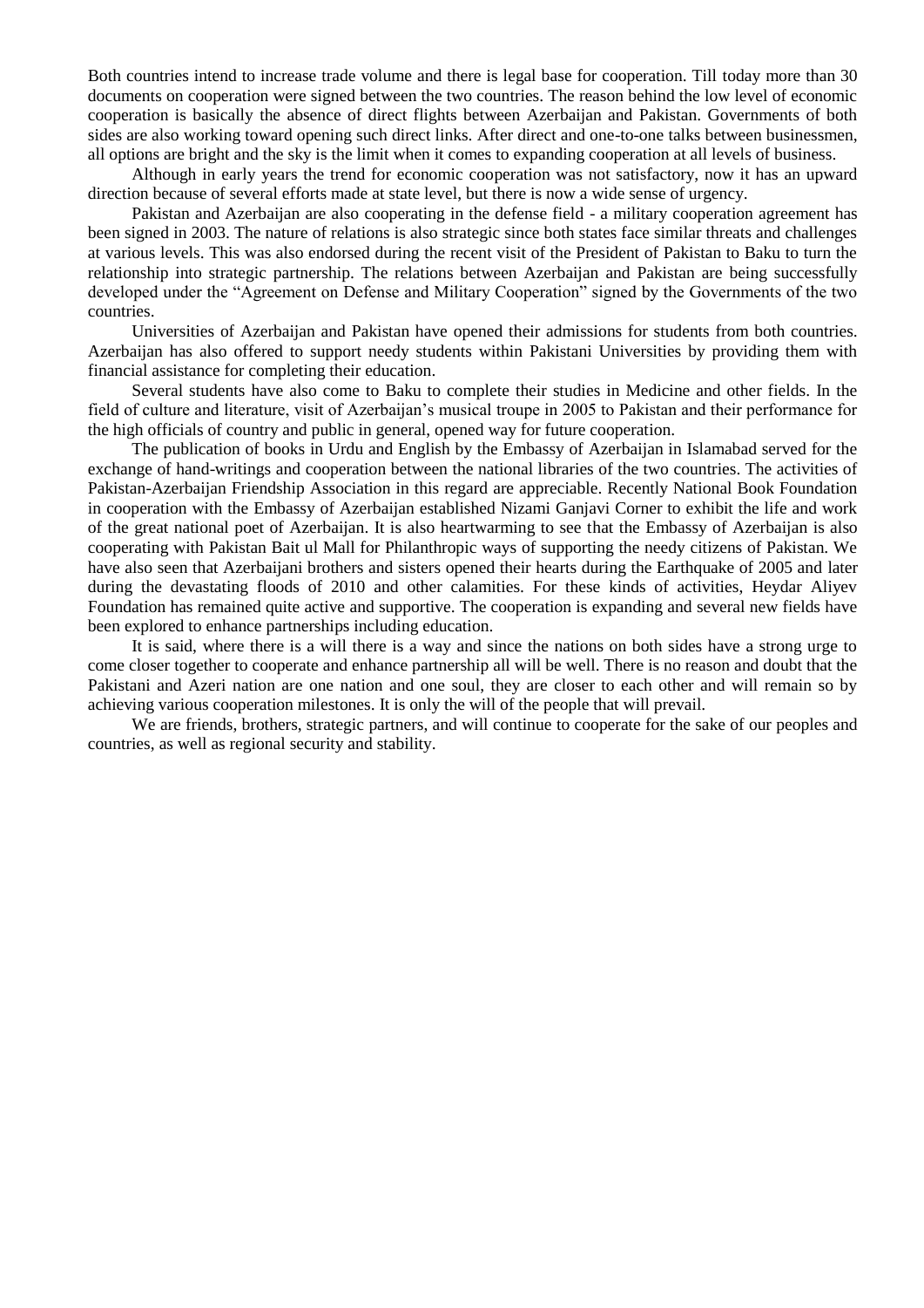Both countries intend to increase trade volume and there is legal base for cooperation. Till today more than 30 documents on cooperation were signed between the two countries. The reason behind the low level of economic cooperation is basically the absence of direct flights between Azerbaijan and Pakistan. Governments of both sides are also working toward opening such direct links. After direct and one-to-one talks between businessmen, all options are bright and the sky is the limit when it comes to expanding cooperation at all levels of business.

Although in early years the trend for economic cooperation was not satisfactory, now it has an upward direction because of several efforts made at state level, but there is now a wide sense of urgency.

Pakistan and Azerbaijan are also cooperating in the defense field - a military cooperation agreement has been signed in 2003. The nature of relations is also strategic since both states face similar threats and challenges at various levels. This was also endorsed during the recent visit of the President of Pakistan to Baku to turn the relationship into strategic partnership. The relations between Azerbaijan and Pakistan are being successfully developed under the "Agreement on Defense and Military Cooperation" signed by the Governments of the two countries.

Universities of Azerbaijan and Pakistan have opened their admissions for students from both countries. Azerbaijan has also offered to support needy students within Pakistani Universities by providing them with financial assistance for completing their education.

Several students have also come to Baku to complete their studies in Medicine and other fields. In the field of culture and literature, visit of Azerbaijan's musical troupe in 2005 to Pakistan and their performance for the high officials of country and public in general, opened way for future cooperation.

The publication of books in Urdu and English by the Embassy of Azerbaijan in Islamabad served for the exchange of hand-writings and cooperation between the national libraries of the two countries. The activities of Pakistan-Azerbaijan Friendship Association in this regard are appreciable. Recently National Book Foundation in cooperation with the Embassy of Azerbaijan established Nizami Ganjavi Corner to exhibit the life and work of the great national poet of Azerbaijan. It is also heartwarming to see that the Embassy of Azerbaijan is also cooperating with Pakistan Bait ul Mall for Philanthropic ways of supporting the needy citizens of Pakistan. We have also seen that Azerbaijani brothers and sisters opened their hearts during the Earthquake of 2005 and later during the devastating floods of 2010 and other calamities. For these kinds of activities, Heydar Aliyev Foundation has remained quite active and supportive. The cooperation is expanding and several new fields have been explored to enhance partnerships including education.

It is said, where there is a will there is a way and since the nations on both sides have a strong urge to come closer together to cooperate and enhance partnership all will be well. There is no reason and doubt that the Pakistani and Azeri nation are one nation and one soul, they are closer to each other and will remain so by achieving various cooperation milestones. It is only the will of the people that will prevail.

We are friends, brothers, strategic partners, and will continue to cooperate for the sake of our peoples and countries, as well as regional security and stability.